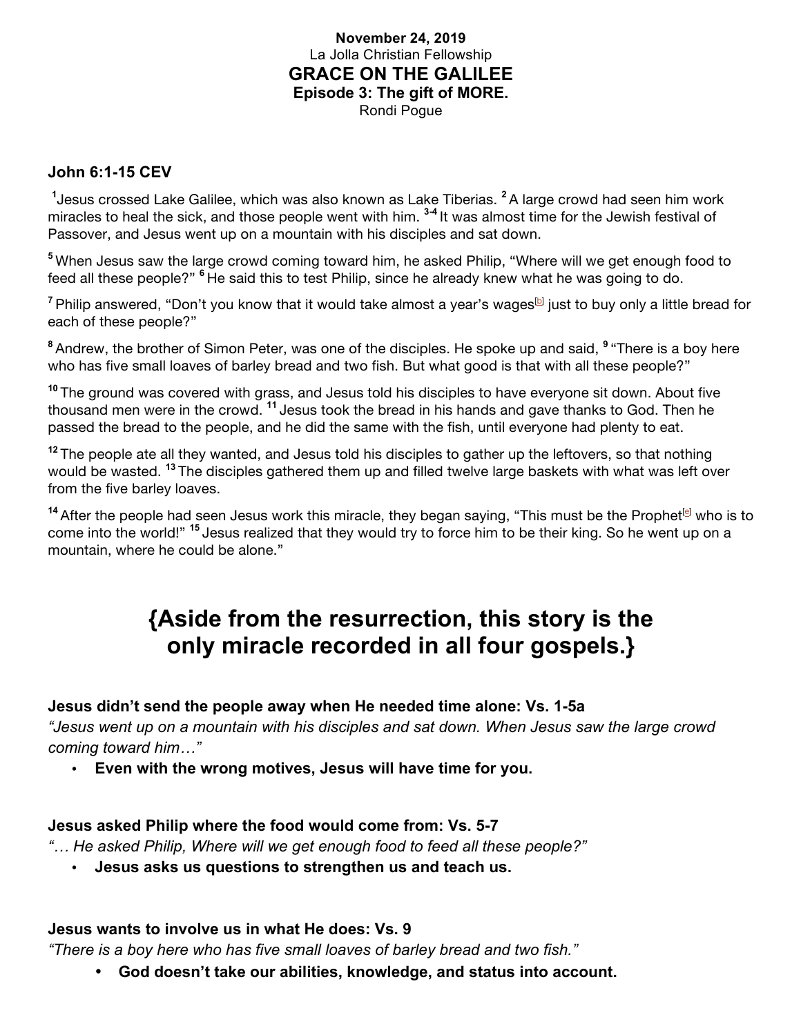**November 24, 2019**
La Jolla Christian Fellowship

# GRACE ON THE GALILEE

## Episode 3: The gift of MORE.

Rondi Pogue

### John 6:1-15 CEV

[1] Jesus crossed Lake Galilee, which was also known as Lake Tiberias. [2] A large crowd had seen him work miracles to heal the sick, and those people went with him. [3-4] It was almost time for the Jewish festival of Passover, and Jesus went up on a mountain with his disciples and sat down.

[5] When Jesus saw the large crowd coming toward him, he asked Philip, "Where will we get enough food to feed all these people?" [6] He said this to test Philip, since he already knew what he was going to do.

[7] Philip answered, "Don't you know that it would take almost a year's wages[b] just to buy only a little bread for each of these people?"

[8] Andrew, the brother of Simon Peter, was one of the disciples. He spoke up and said, [9] "There is a boy here who has five small loaves of barley bread and two fish. But what good is that with all these people?"

[10] The ground was covered with grass, and Jesus told his disciples to have everyone sit down. About five thousand men were in the crowd. [11] Jesus took the bread in his hands and gave thanks to God. Then he passed the bread to the people, and he did the same with the fish, until everyone had plenty to eat.

[12] The people ate all they wanted, and Jesus told his disciples to gather up the leftovers, so that nothing would be wasted. [13] The disciples gathered them up and filled twelve large baskets with what was left over from the five barley loaves.

[14] After the people had seen Jesus work this miracle, they began saying, "This must be the Prophet[c] who is to come into the world!" [15] Jesus realized that they would try to force him to be their king. So he went up on a mountain, where he could be alone."

## {Aside from the resurrection, this story is the only miracle recorded in all four gospels.}

**Jesus didn't send the people away when He needed time alone: Vs. 1-5a**

*"Jesus went up on a mountain with his disciples and sat down. When Jesus saw the large crowd coming toward him…"*

- **Even with the wrong motives, Jesus will have time for you.**

**Jesus asked Philip where the food would come from: Vs. 5-7**

*"… He asked Philip, Where will we get enough food to feed all these people?"*

- **Jesus asks us questions to strengthen us and teach us.**

**Jesus wants to involve us in what He does: Vs. 9**

*"There is a boy here who has five small loaves of barley bread and two fish."*

- **God doesn't take our abilities, knowledge, and status into account.**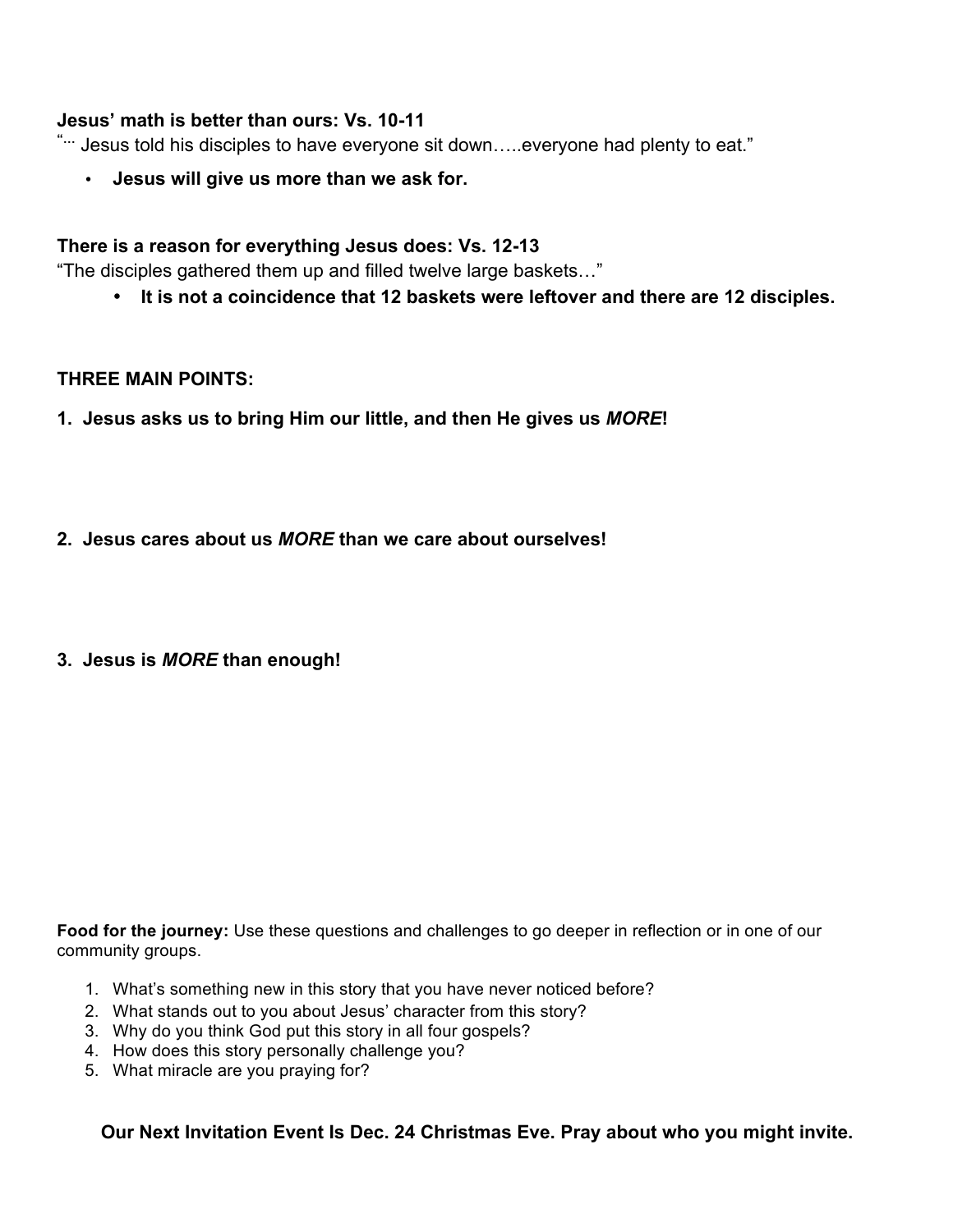**Jesus' math is better than ours: Vs. 10-11**

"… Jesus told his disciples to have everyone sit down…..everyone had plenty to eat."

- **Jesus will give us more than we ask for.**

**There is a reason for everything Jesus does: Vs. 12-13**

"The disciples gathered them up and filled twelve large baskets…"

- **It is not a coincidence that 12 baskets were leftover and there are 12 disciples.**

**THREE MAIN POINTS:**

**1. Jesus asks us to bring Him our little, and then He gives us *MORE*!**

**2. Jesus cares about us *MORE* than we care about ourselves!**

**3. Jesus is *MORE* than enough!**

**Food for the journey:** Use these questions and challenges to go deeper in reflection or in one of our community groups.

1. What's something new in this story that you have never noticed before?
2. What stands out to you about Jesus' character from this story?
3. Why do you think God put this story in all four gospels?
4. How does this story personally challenge you?
5. What miracle are you praying for?

**Our Next Invitation Event Is Dec. 24 Christmas Eve. Pray about who you might invite.**